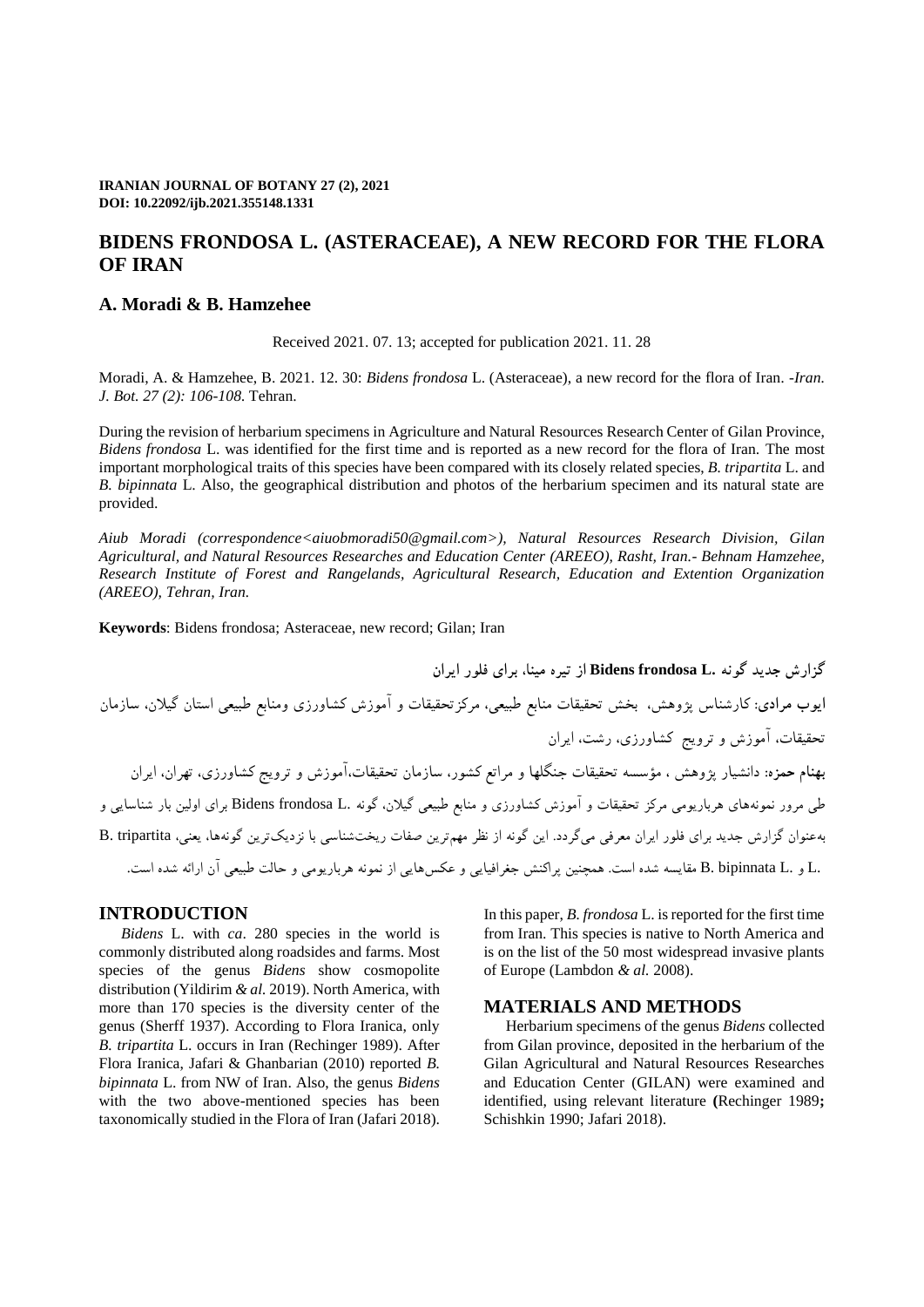**IRANIAN JOURNAL OF BOTANY 27 (2), 2021**
**DOI: 10.22092/ijb.2021.355148.1331**

# BIDENS FRONDOSA L. (ASTERACEAE), A NEW RECORD FOR THE FLORA OF IRAN

## A. Moradi & B. Hamzehee

Received 2021. 07. 13; accepted for publication 2021. 11. 28

Moradi, A. & Hamzehee, B. 2021. 12. 30: *Bidens frondosa* L. (Asteraceae), a new record for the flora of Iran. -*Iran. J. Bot. 27 (2): 106-108.* Tehran.

During the revision of herbarium specimens in Agriculture and Natural Resources Research Center of Gilan Province, *Bidens frondosa* L. was identified for the first time and is reported as a new record for the flora of Iran. The most important morphological traits of this species have been compared with its closely related species, *B. tripartita* L. and *B. bipinnata* L. Also, the geographical distribution and photos of the herbarium specimen and its natural state are provided.

*Aiub Moradi (correspondence<aiuobmoradi50@gmail.com>), Natural Resources Research Division, Gilan Agricultural, and Natural Resources Researches and Education Center (AREEO), Rasht, Iran.- Behnam Hamzehee, Research Institute of Forest and Rangelands, Agricultural Research, Education and Extention Organization (AREEO), Tehran, Iran.*

**Keywords**: Bidens frondosa; Asteraceae, new record; Gilan; Iran

گزارش جدید گونه **Bidens frondosa L.** از تیره مینا، برای فلور ایران

**ایوب مرادی**: کارشناس پژوهش، بخش تحقیقات منابع طبیعی، مرکزتحقیقات و آموزش کشاورزی ومنابع طبیعی استان گیلان، سازمان تحقیقات، آموزش و ترویج کشاورزی، رشت، ایران

**بهنام حمزه**: دانشیار پژوهش ، مؤسسه تحقیقات جنگلها و مراتع کشور، سازمان تحقیقات،آموزش و ترویج کشاورزی، تهران، ایران

طی مرور نمونه‌های هرباریومی مرکز تحقیقات و آموزش کشاورزی و منابع طبیعی گیلان، گونه Bidens frondosa L. برای اولین بار شناسایی و به‌عنوان گزارش جدید برای فلور ایران معرفی می‌گردد. این گونه از نظر مهم‌ترین صفات ریخت‌شناسی با نزدیک‌ترین گونه‌ها، یعنی، B. tripartita L. و B. bipinnata L. مقایسه شده است. همچنین پراکنش جغرافیایی و عکس‌هایی از نمونه هرباریومی و حالت طبیعی آن ارائه شده است.

## INTRODUCTION

*Bidens* L. with *ca*. 280 species in the world is commonly distributed along roadsides and farms. Most species of the genus *Bidens* show cosmopolite distribution (Yildirim *& al.* 2019). North America, with more than 170 species is the diversity center of the genus (Sherff 1937). According to Flora Iranica, only *B. tripartita* L. occurs in Iran (Rechinger 1989). After Flora Iranica, Jafari & Ghanbarian (2010) reported *B. bipinnata* L. from NW of Iran. Also, the genus *Bidens* with the two above-mentioned species has been taxonomically studied in the Flora of Iran (Jafari 2018).

In this paper, *B. frondosa* L. is reported for the first time from Iran. This species is native to North America and is on the list of the 50 most widespread invasive plants of Europe (Lambdon *& al.* 2008).

## MATERIALS AND METHODS

Herbarium specimens of the genus *Bidens* collected from Gilan province, deposited in the herbarium of the Gilan Agricultural and Natural Resources Researches and Education Center (GILAN) were examined and identified, using relevant literature **(**Rechinger 1989**;** Schishkin 1990; Jafari 2018).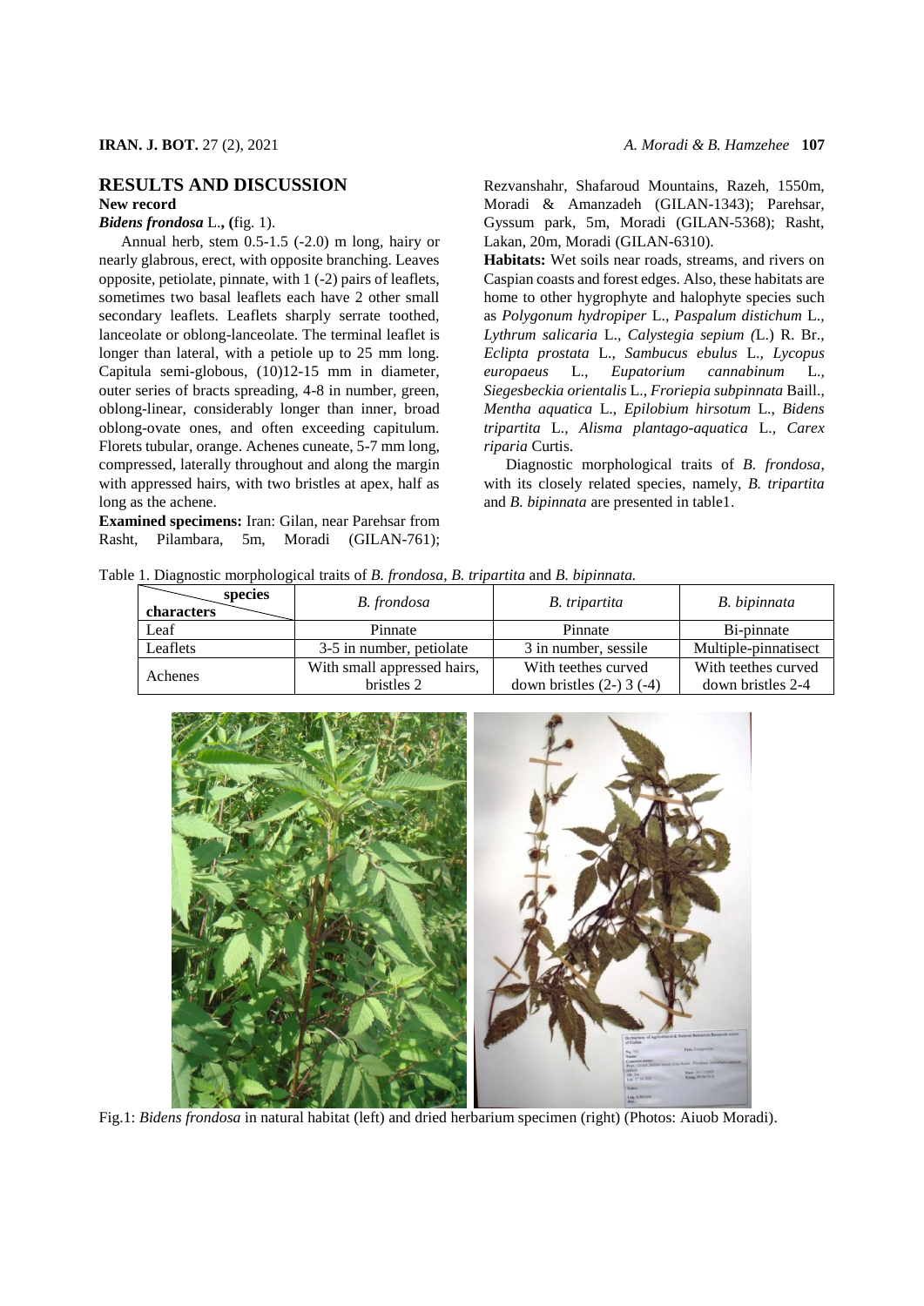## RESULTS AND DISCUSSION

### New record

***Bidens frondosa*** **L., (**fig. 1).

Annual herb, stem 0.5-1.5 (-2.0) m long, hairy or nearly glabrous, erect, with opposite branching. Leaves opposite, petiolate, pinnate, with 1 (-2) pairs of leaflets, sometimes two basal leaflets each have 2 other small secondary leaflets. Leaflets sharply serrate toothed, lanceolate or oblong-lanceolate. The terminal leaflet is longer than lateral, with a petiole up to 25 mm long. Capitula semi-globous, (10)12-15 mm in diameter, outer series of bracts spreading, 4-8 in number, green, oblong-linear, considerably longer than inner, broad oblong-ovate ones, and often exceeding capitulum. Florets tubular, orange. Achenes cuneate, 5-7 mm long, compressed, laterally throughout and along the margin with appressed hairs, with two bristles at apex, half as long as the achene.

**Examined specimens:** Iran: Gilan, near Parehsar from Rasht, Pilambara, 5m, Moradi (GILAN-761); Rezvanshahr, Shafaroud Mountains, Razeh, 1550m, Moradi & Amanzadeh (GILAN-1343); Parehsar, Gyssum park, 5m, Moradi (GILAN-5368); Rasht, Lakan, 20m, Moradi (GILAN-6310).

**Habitats:** Wet soils near roads, streams, and rivers on Caspian coasts and forest edges. Also, these habitats are home to other hygrophyte and halophyte species such as *Polygonum hydropiper* L., *Paspalum distichum* L., *Lythrum salicaria* L., *Calystegia sepium (*L.) R. Br., *Eclipta prostata* L., *Sambucus ebulus* L., *Lycopus europaeus* L., *Eupatorium cannabinum* L., *Siegesbeckia orientalis* L., *Froriepia subpinnata* Baill., *Mentha aquatica* L., *Epilobium hirsotum* L., *Bidens tripartita* L., *Alisma plantago-aquatica* L., *Carex riparia* Curtis.

Diagnostic morphological traits of *B. frondosa*, with its closely related species, namely, *B. tripartita* and *B. bipinnata* are presented in table1.

Table 1. Diagnostic morphological traits of *B. frondosa*, *B. tripartita* and *B. bipinnata.*

| species / characters | *B. frondosa* | *B. tripartita* | *B. bipinnata* |
|---|---|---|---|
| Leaf | Pinnate | Pinnate | Bi-pinnate |
| Leaflets | 3-5 in number, petiolate | 3 in number, sessile | Multiple-pinnatisect |
| Achenes | With small appressed hairs, bristles 2 | With teethes curved down bristles (2-) 3 (-4) | With teethes curved down bristles 2-4 |

Fig.1: *Bidens frondosa* in natural habitat (left) and dried herbarium specimen (right) (Photos: Aiuob Moradi).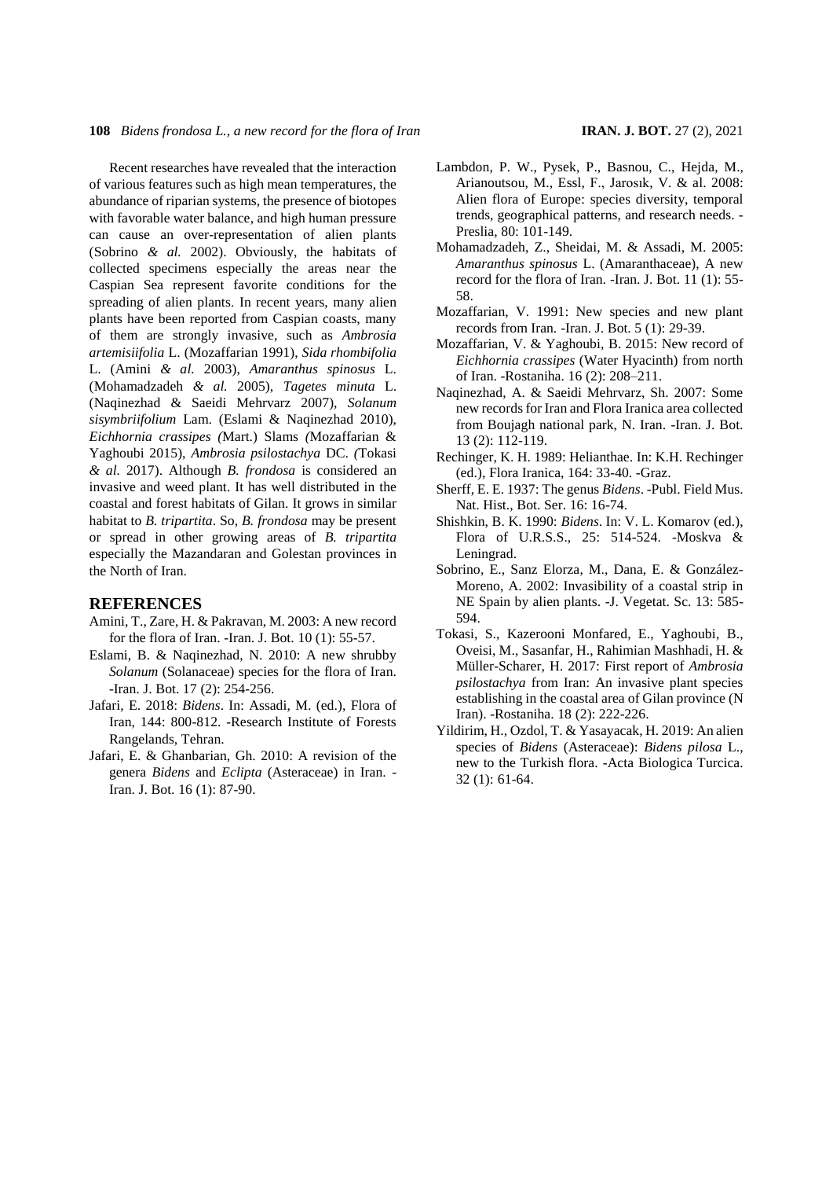Recent researches have revealed that the interaction of various features such as high mean temperatures, the abundance of riparian systems, the presence of biotopes with favorable water balance, and high human pressure can cause an over-representation of alien plants (Sobrino *& al.* 2002). Obviously, the habitats of collected specimens especially the areas near the Caspian Sea represent favorite conditions for the spreading of alien plants. In recent years, many alien plants have been reported from Caspian coasts, many of them are strongly invasive, such as *Ambrosia artemisiifolia* L. (Mozaffarian 1991), *Sida rhombifolia* L. (Amini *& al.* 2003), *Amaranthus spinosus* L. (Mohamadzadeh *& al.* 2005), *Tagetes minuta* L. (Naqinezhad & Saeidi Mehrvarz 2007), *Solanum sisymbriifolium* Lam. (Eslami & Naqinezhad 2010), *Eichhornia crassipes (*Mart.) Slams *(*Mozaffarian & Yaghoubi 2015), *Ambrosia psilostachya* DC. *(*Tokasi *& al.* 2017). Although *B. frondosa* is considered an invasive and weed plant. It has well distributed in the coastal and forest habitats of Gilan. It grows in similar habitat to *B. tripartita*. So, *B. frondosa* may be present or spread in other growing areas of *B. tripartita* especially the Mazandaran and Golestan provinces in the North of Iran.

## REFERENCES

Amini, T., Zare, H. & Pakravan, M. 2003: A new record for the flora of Iran. -Iran. J. Bot. 10 (1): 55-57.

Eslami, B. & Naqinezhad, N. 2010: A new shrubby *Solanum* (Solanaceae) species for the flora of Iran. -Iran. J. Bot. 17 (2): 254-256.

Jafari, E. 2018: *Bidens*. In: Assadi, M. (ed.), Flora of Iran, 144: 800-812. -Research Institute of Forests Rangelands, Tehran.

Jafari, E. & Ghanbarian, Gh. 2010: A revision of the genera *Bidens* and *Eclipta* (Asteraceae) in Iran. -Iran. J. Bot. 16 (1): 87-90.

Lambdon, P. W., Pysek, P., Basnou, C., Hejda, M., Arianoutsou, M., Essl, F., Jarosık, V. & al. 2008: Alien flora of Europe: species diversity, temporal trends, geographical patterns, and research needs. -Preslia, 80: 101-149.

Mohamadzadeh, Z., Sheidai, M. & Assadi, M. 2005: *Amaranthus spinosus* L. (Amaranthaceae), A new record for the flora of Iran. -Iran. J. Bot. 11 (1): 55-58.

Mozaffarian, V. 1991: New species and new plant records from Iran. -Iran. J. Bot. 5 (1): 29-39.

Mozaffarian, V. & Yaghoubi, B. 2015: New record of *Eichhornia crassipes* (Water Hyacinth) from north of Iran. -Rostaniha. 16 (2): 208–211.

Naqinezhad, A. & Saeidi Mehrvarz, Sh. 2007: Some new records for Iran and Flora Iranica area collected from Boujagh national park, N. Iran. -Iran. J. Bot. 13 (2): 112-119.

Rechinger, K. H. 1989: Helianthae. In: K.H. Rechinger (ed.), Flora Iranica, 164: 33-40. -Graz.

Sherff, E. E. 1937: The genus *Bidens*. -Publ. Field Mus. Nat. Hist., Bot. Ser. 16: 16-74.

Shishkin, B. K. 1990: *Bidens*. In: V. L. Komarov (ed.), Flora of U.R.S.S., 25: 514-524. -Moskva & Leningrad.

Sobrino, E., Sanz Elorza, M., Dana, E. & González-Moreno, A. 2002: Invasibility of a coastal strip in NE Spain by alien plants. -J. Vegetat. Sc. 13: 585-594.

Tokasi, S., Kazerooni Monfared, E., Yaghoubi, B., Oveisi, M., Sasanfar, H., Rahimian Mashhadi, H. & Müller-Scharer, H. 2017: First report of *Ambrosia psilostachya* from Iran: An invasive plant species establishing in the coastal area of Gilan province (N Iran). -Rostaniha. 18 (2): 222-226.

Yildirim, H., Ozdol, T. & Yasayacak, H. 2019: An alien species of *Bidens* (Asteraceae): *Bidens pilosa* L., new to the Turkish flora. -Acta Biologica Turcica. 32 (1): 61-64.